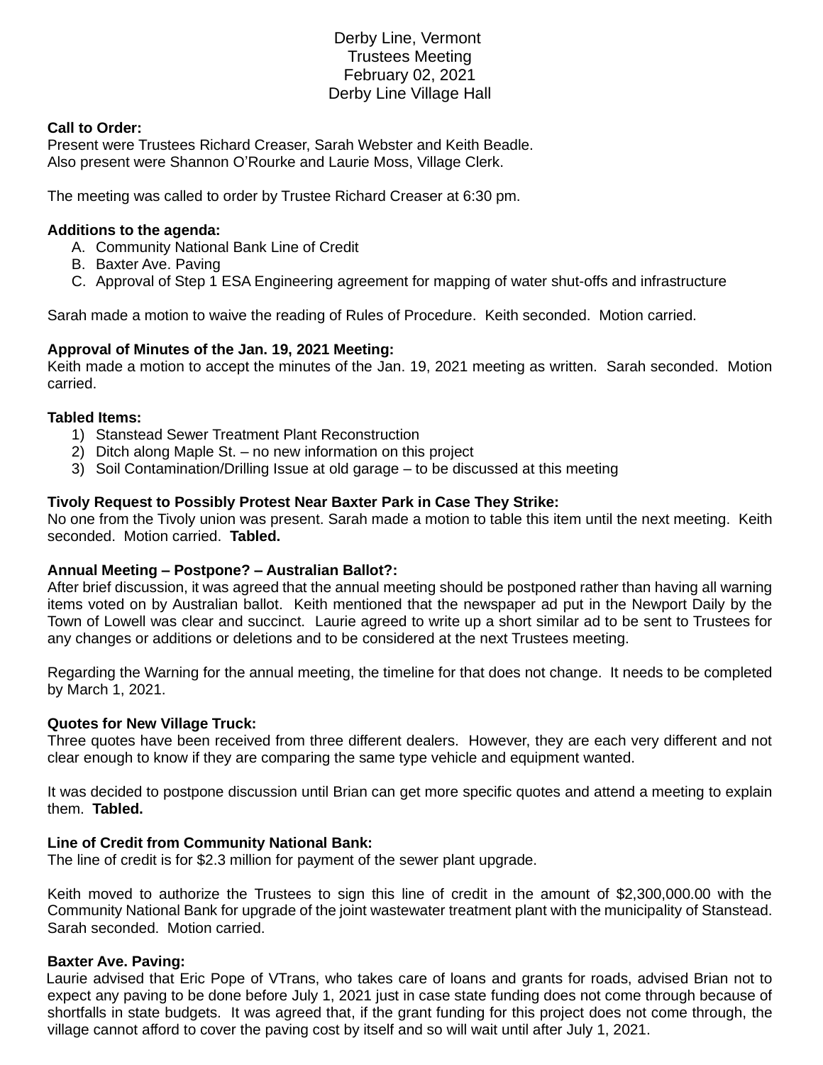Derby Line, Vermont
Trustees Meeting
February 02, 2021
Derby Line Village Hall

**Call to Order:**
Present were Trustees Richard Creaser, Sarah Webster and Keith Beadle.
Also present were Shannon O'Rourke and Laurie Moss, Village Clerk.

The meeting was called to order by Trustee Richard Creaser at 6:30 pm.

**Additions to the agenda:**

A. Community National Bank Line of Credit
B. Baxter Ave. Paving
C. Approval of Step 1 ESA Engineering agreement for mapping of water shut-offs and infrastructure

Sarah made a motion to waive the reading of Rules of Procedure. Keith seconded. Motion carried.

**Approval of Minutes of the Jan. 19, 2021 Meeting:**
Keith made a motion to accept the minutes of the Jan. 19, 2021 meeting as written. Sarah seconded. Motion carried.

**Tabled Items:**

1) Stanstead Sewer Treatment Plant Reconstruction
2) Ditch along Maple St. – no new information on this project
3) Soil Contamination/Drilling Issue at old garage – to be discussed at this meeting

**Tivoly Request to Possibly Protest Near Baxter Park in Case They Strike:**
No one from the Tivoly union was present. Sarah made a motion to table this item until the next meeting. Keith seconded. Motion carried. **Tabled.**

**Annual Meeting – Postpone? – Australian Ballot?:**
After brief discussion, it was agreed that the annual meeting should be postponed rather than having all warning items voted on by Australian ballot. Keith mentioned that the newspaper ad put in the Newport Daily by the Town of Lowell was clear and succinct. Laurie agreed to write up a short similar ad to be sent to Trustees for any changes or additions or deletions and to be considered at the next Trustees meeting.

Regarding the Warning for the annual meeting, the timeline for that does not change. It needs to be completed by March 1, 2021.

**Quotes for New Village Truck:**
Three quotes have been received from three different dealers. However, they are each very different and not clear enough to know if they are comparing the same type vehicle and equipment wanted.

It was decided to postpone discussion until Brian can get more specific quotes and attend a meeting to explain them. **Tabled.**

**Line of Credit from Community National Bank:**
The line of credit is for $2.3 million for payment of the sewer plant upgrade.

Keith moved to authorize the Trustees to sign this line of credit in the amount of $2,300,000.00 with the Community National Bank for upgrade of the joint wastewater treatment plant with the municipality of Stanstead. Sarah seconded. Motion carried.

**Baxter Ave. Paving:**
Laurie advised that Eric Pope of VTrans, who takes care of loans and grants for roads, advised Brian not to expect any paving to be done before July 1, 2021 just in case state funding does not come through because of shortfalls in state budgets. It was agreed that, if the grant funding for this project does not come through, the village cannot afford to cover the paving cost by itself and so will wait until after July 1, 2021.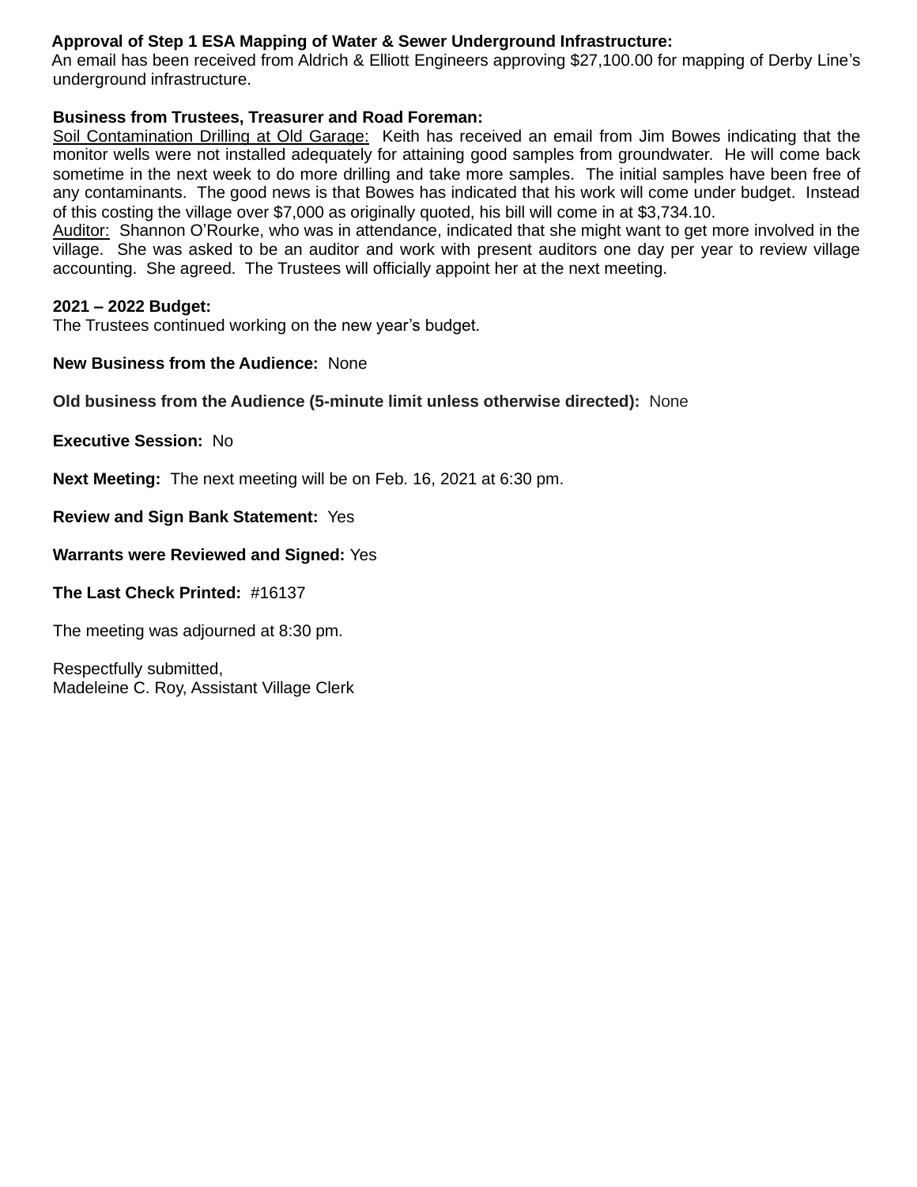**Approval of Step 1 ESA Mapping of Water & Sewer Underground Infrastructure:**
An email has been received from Aldrich & Elliott Engineers approving $27,100.00 for mapping of Derby Line's underground infrastructure.

**Business from Trustees, Treasurer and Road Foreman:**
<u>Soil Contamination Drilling at Old Garage:</u> Keith has received an email from Jim Bowes indicating that the monitor wells were not installed adequately for attaining good samples from groundwater. He will come back sometime in the next week to do more drilling and take more samples. The initial samples have been free of any contaminants. The good news is that Bowes has indicated that his work will come under budget. Instead of this costing the village over $7,000 as originally quoted, his bill will come in at $3,734.10.
<u>Auditor:</u> Shannon O'Rourke, who was in attendance, indicated that she might want to get more involved in the village. She was asked to be an auditor and work with present auditors one day per year to review village accounting. She agreed. The Trustees will officially appoint her at the next meeting.

**2021 – 2022 Budget:**
The Trustees continued working on the new year's budget.

**New Business from the Audience:** None

**Old business from the Audience (5-minute limit unless otherwise directed):** None

**Executive Session:** No

**Next Meeting:** The next meeting will be on Feb. 16, 2021 at 6:30 pm.

**Review and Sign Bank Statement:** Yes

**Warrants were Reviewed and Signed:** Yes

**The Last Check Printed:** #16137

The meeting was adjourned at 8:30 pm.

Respectfully submitted,
Madeleine C. Roy, Assistant Village Clerk